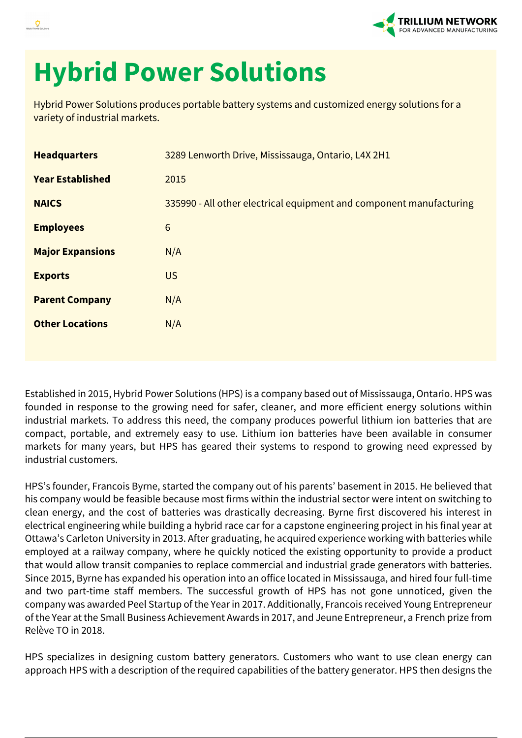# Hybrid Power Solutions

Hybrid Power Solutions produces portable battery systems and customized energy solutions for a variety of industrial markets.

| | |
|---|---|
| **Headquarters** | 3289 Lenworth Drive, Mississauga, Ontario, L4X 2H1 |
| **Year Established** | 2015 |
| **NAICS** | 335990 - All other electrical equipment and component manufacturing |
| **Employees** | 6 |
| **Major Expansions** | N/A |
| **Exports** | US |
| **Parent Company** | N/A |
| **Other Locations** | N/A |

Established in 2015, Hybrid Power Solutions (HPS) is a company based out of Mississauga, Ontario. HPS was founded in response to the growing need for safer, cleaner, and more efficient energy solutions within industrial markets. To address this need, the company produces powerful lithium ion batteries that are compact, portable, and extremely easy to use. Lithium ion batteries have been available in consumer markets for many years, but HPS has geared their systems to respond to growing need expressed by industrial customers.

HPS's founder, Francois Byrne, started the company out of his parents' basement in 2015. He believed that his company would be feasible because most firms within the industrial sector were intent on switching to clean energy, and the cost of batteries was drastically decreasing. Byrne first discovered his interest in electrical engineering while building a hybrid race car for a capstone engineering project in his final year at Ottawa's Carleton University in 2013. After graduating, he acquired experience working with batteries while employed at a railway company, where he quickly noticed the existing opportunity to provide a product that would allow transit companies to replace commercial and industrial grade generators with batteries. Since 2015, Byrne has expanded his operation into an office located in Mississauga, and hired four full-time and two part-time staff members. The successful growth of HPS has not gone unnoticed, given the company was awarded Peel Startup of the Year in 2017. Additionally, Francois received Young Entrepreneur of the Year at the Small Business Achievement Awards in 2017, and Jeune Entrepreneur, a French prize from Relève TO in 2018.

HPS specializes in designing custom battery generators. Customers who want to use clean energy can approach HPS with a description of the required capabilities of the battery generator. HPS then designs the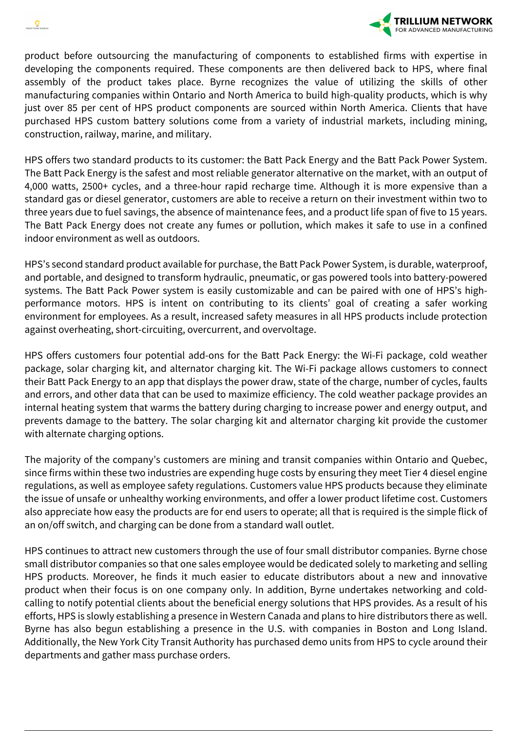product before outsourcing the manufacturing of components to established firms with expertise in developing the components required. These components are then delivered back to HPS, where final assembly of the product takes place. Byrne recognizes the value of utilizing the skills of other manufacturing companies within Ontario and North America to build high-quality products, which is why just over 85 per cent of HPS product components are sourced within North America. Clients that have purchased HPS custom battery solutions come from a variety of industrial markets, including mining, construction, railway, marine, and military.

HPS offers two standard products to its customer: the Batt Pack Energy and the Batt Pack Power System. The Batt Pack Energy is the safest and most reliable generator alternative on the market, with an output of 4,000 watts, 2500+ cycles, and a three-hour rapid recharge time. Although it is more expensive than a standard gas or diesel generator, customers are able to receive a return on their investment within two to three years due to fuel savings, the absence of maintenance fees, and a product life span of five to 15 years. The Batt Pack Energy does not create any fumes or pollution, which makes it safe to use in a confined indoor environment as well as outdoors.

HPS's second standard product available for purchase, the Batt Pack Power System, is durable, waterproof, and portable, and designed to transform hydraulic, pneumatic, or gas powered tools into battery-powered systems. The Batt Pack Power system is easily customizable and can be paired with one of HPS's high-performance motors. HPS is intent on contributing to its clients' goal of creating a safer working environment for employees. As a result, increased safety measures in all HPS products include protection against overheating, short-circuiting, overcurrent, and overvoltage.

HPS offers customers four potential add-ons for the Batt Pack Energy: the Wi-Fi package, cold weather package, solar charging kit, and alternator charging kit. The Wi-Fi package allows customers to connect their Batt Pack Energy to an app that displays the power draw, state of the charge, number of cycles, faults and errors, and other data that can be used to maximize efficiency. The cold weather package provides an internal heating system that warms the battery during charging to increase power and energy output, and prevents damage to the battery. The solar charging kit and alternator charging kit provide the customer with alternate charging options.

The majority of the company's customers are mining and transit companies within Ontario and Quebec, since firms within these two industries are expending huge costs by ensuring they meet Tier 4 diesel engine regulations, as well as employee safety regulations. Customers value HPS products because they eliminate the issue of unsafe or unhealthy working environments, and offer a lower product lifetime cost. Customers also appreciate how easy the products are for end users to operate; all that is required is the simple flick of an on/off switch, and charging can be done from a standard wall outlet.

HPS continues to attract new customers through the use of four small distributor companies. Byrne chose small distributor companies so that one sales employee would be dedicated solely to marketing and selling HPS products. Moreover, he finds it much easier to educate distributors about a new and innovative product when their focus is on one company only. In addition, Byrne undertakes networking and cold-calling to notify potential clients about the beneficial energy solutions that HPS provides. As a result of his efforts, HPS is slowly establishing a presence in Western Canada and plans to hire distributors there as well. Byrne has also begun establishing a presence in the U.S. with companies in Boston and Long Island. Additionally, the New York City Transit Authority has purchased demo units from HPS to cycle around their departments and gather mass purchase orders.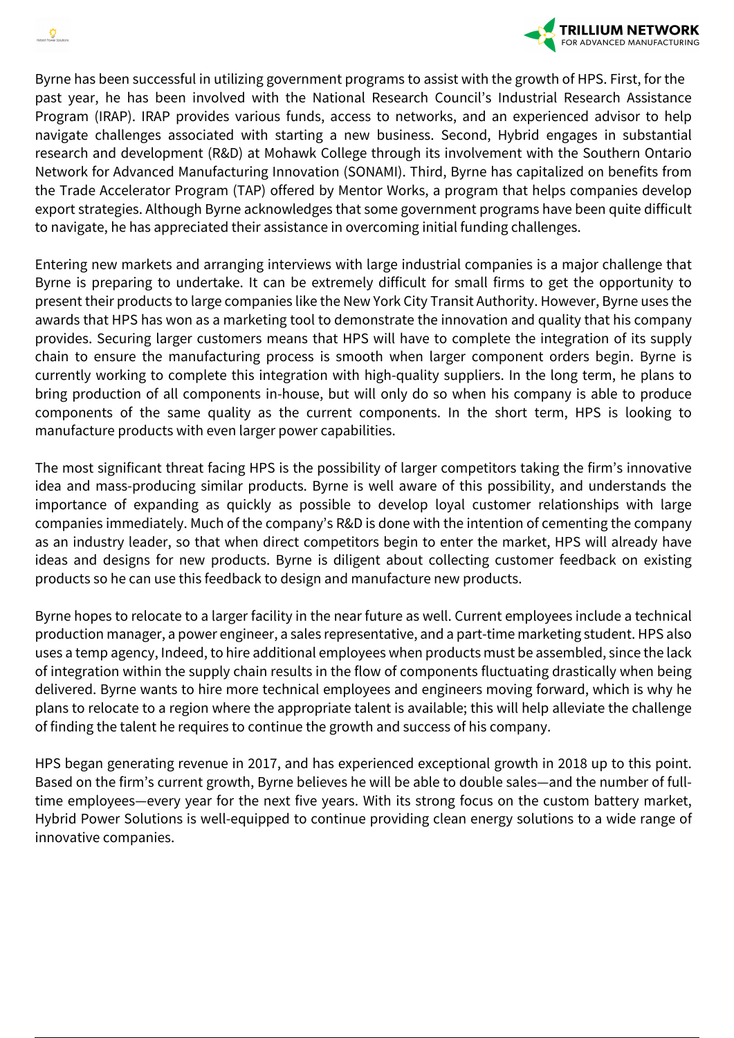Byrne has been successful in utilizing government programs to assist with the growth of HPS. First, for the past year, he has been involved with the National Research Council's Industrial Research Assistance Program (IRAP). IRAP provides various funds, access to networks, and an experienced advisor to help navigate challenges associated with starting a new business. Second, Hybrid engages in substantial research and development (R&D) at Mohawk College through its involvement with the Southern Ontario Network for Advanced Manufacturing Innovation (SONAMI). Third, Byrne has capitalized on benefits from the Trade Accelerator Program (TAP) offered by Mentor Works, a program that helps companies develop export strategies. Although Byrne acknowledges that some government programs have been quite difficult to navigate, he has appreciated their assistance in overcoming initial funding challenges.

Entering new markets and arranging interviews with large industrial companies is a major challenge that Byrne is preparing to undertake. It can be extremely difficult for small firms to get the opportunity to present their products to large companies like the New York City Transit Authority. However, Byrne uses the awards that HPS has won as a marketing tool to demonstrate the innovation and quality that his company provides. Securing larger customers means that HPS will have to complete the integration of its supply chain to ensure the manufacturing process is smooth when larger component orders begin. Byrne is currently working to complete this integration with high-quality suppliers. In the long term, he plans to bring production of all components in-house, but will only do so when his company is able to produce components of the same quality as the current components. In the short term, HPS is looking to manufacture products with even larger power capabilities.

The most significant threat facing HPS is the possibility of larger competitors taking the firm's innovative idea and mass-producing similar products. Byrne is well aware of this possibility, and understands the importance of expanding as quickly as possible to develop loyal customer relationships with large companies immediately. Much of the company's R&D is done with the intention of cementing the company as an industry leader, so that when direct competitors begin to enter the market, HPS will already have ideas and designs for new products. Byrne is diligent about collecting customer feedback on existing products so he can use this feedback to design and manufacture new products.

Byrne hopes to relocate to a larger facility in the near future as well. Current employees include a technical production manager, a power engineer, a sales representative, and a part-time marketing student. HPS also uses a temp agency, Indeed, to hire additional employees when products must be assembled, since the lack of integration within the supply chain results in the flow of components fluctuating drastically when being delivered. Byrne wants to hire more technical employees and engineers moving forward, which is why he plans to relocate to a region where the appropriate talent is available; this will help alleviate the challenge of finding the talent he requires to continue the growth and success of his company.

HPS began generating revenue in 2017, and has experienced exceptional growth in 2018 up to this point. Based on the firm's current growth, Byrne believes he will be able to double sales—and the number of full-time employees—every year for the next five years. With its strong focus on the custom battery market, Hybrid Power Solutions is well-equipped to continue providing clean energy solutions to a wide range of innovative companies.